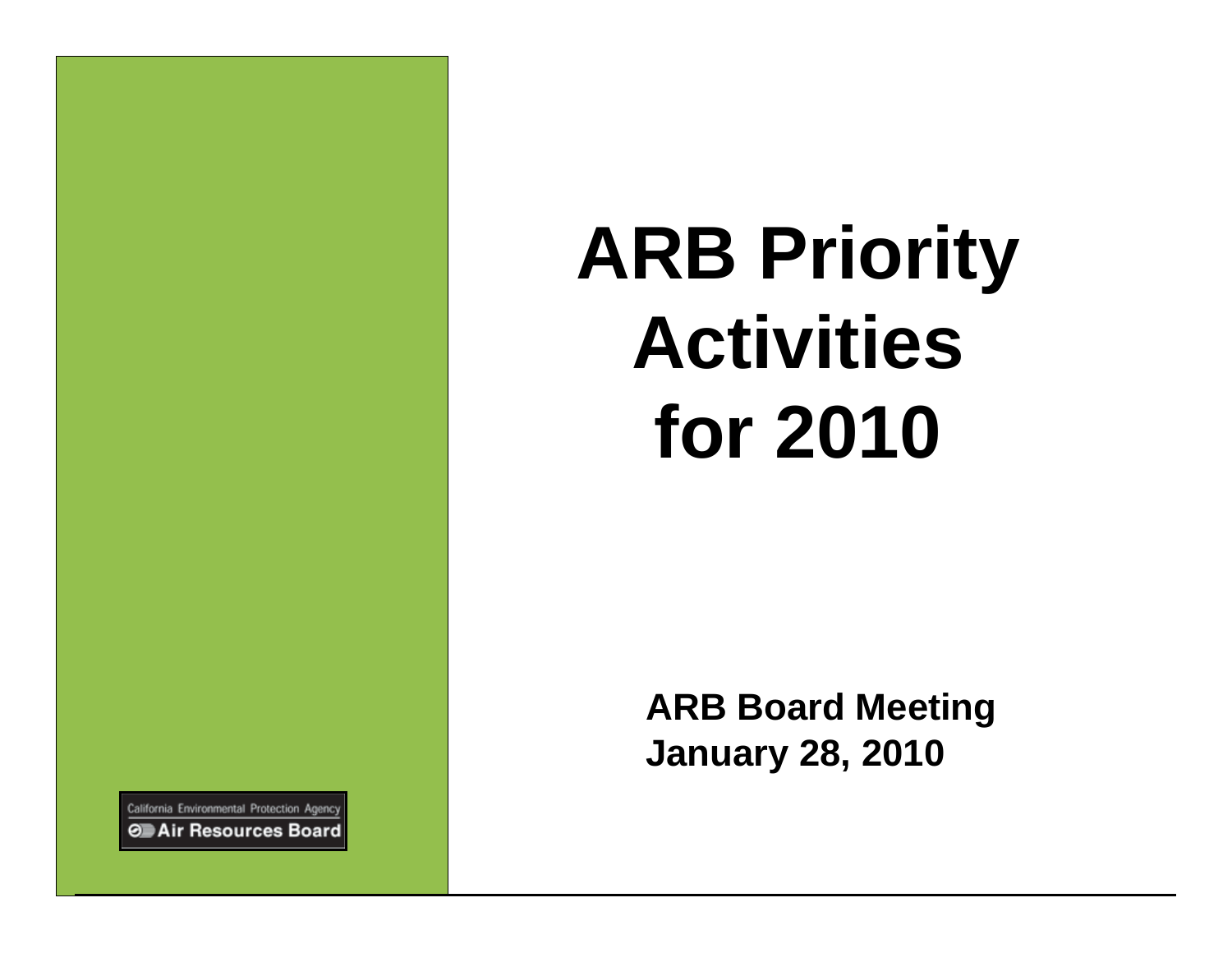# ARB Priority Activities for 2010

**ARB Board Meeting**
**January 28, 2010**

California Environmental Protection Agency
Air Resources Board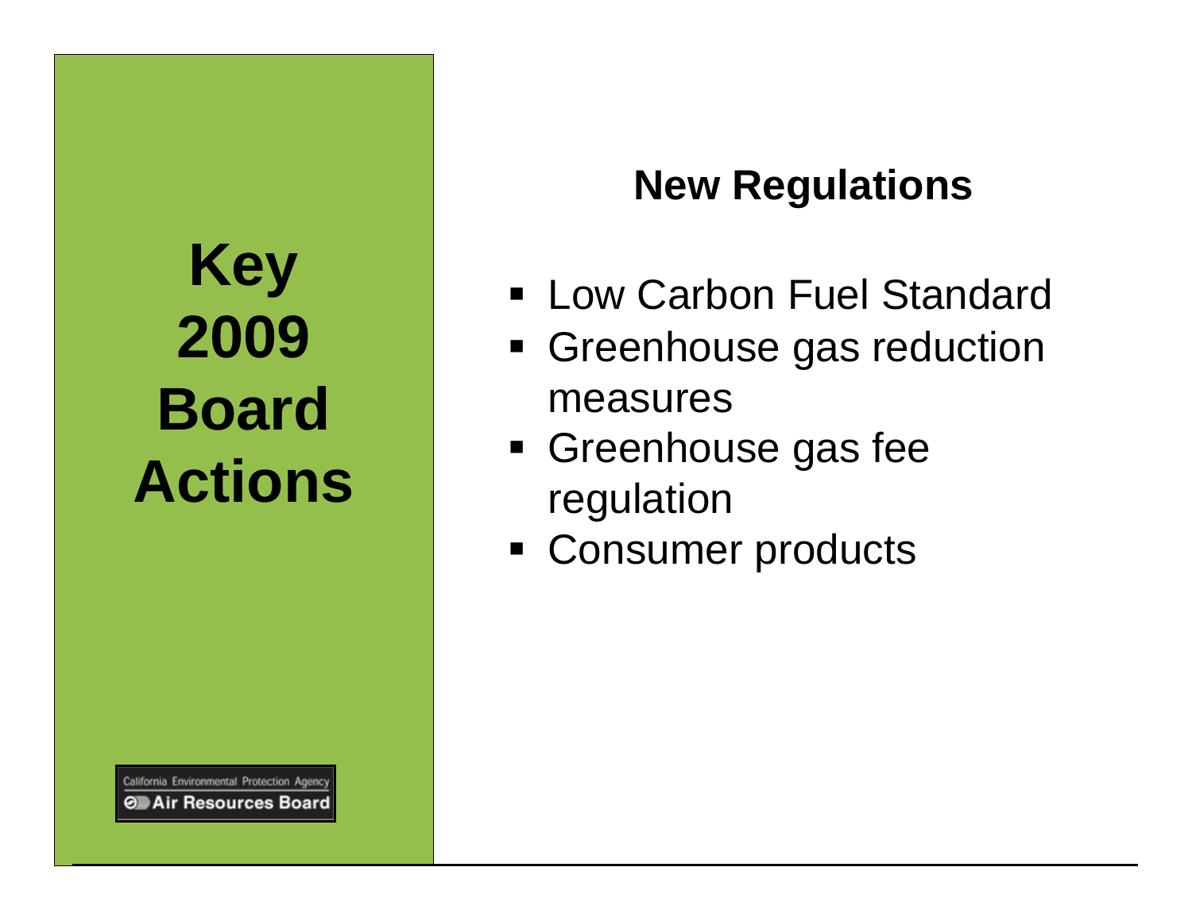# Key 2009 Board Actions

## New Regulations

- Low Carbon Fuel Standard
- Greenhouse gas reduction measures
- Greenhouse gas fee regulation
- Consumer products

California Environmental Protection Agency
Air Resources Board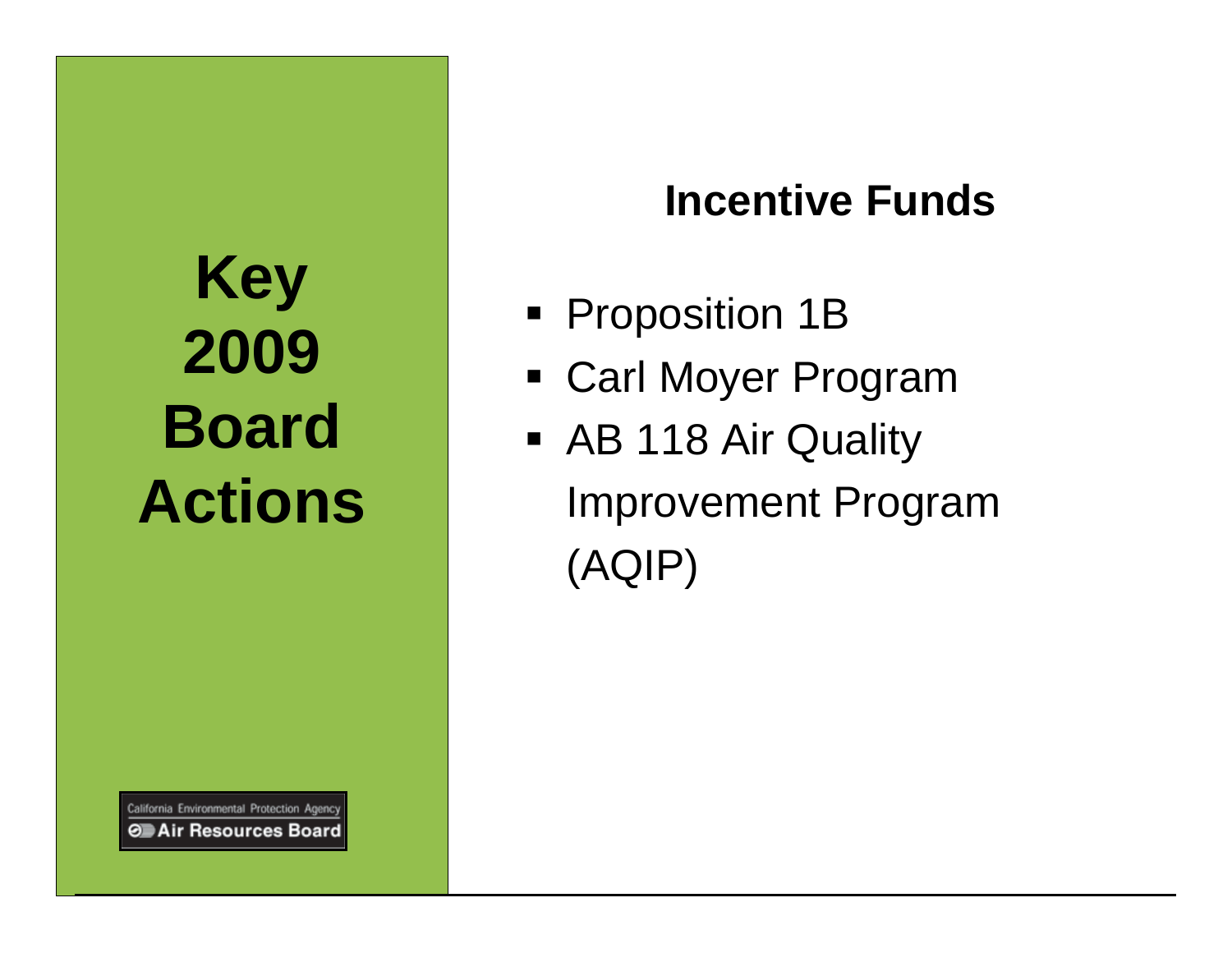# Key 2009 Board Actions

California Environmental Protection Agency
Air Resources Board

## Incentive Funds

- Proposition 1B
- Carl Moyer Program
- AB 118 Air Quality Improvement Program (AQIP)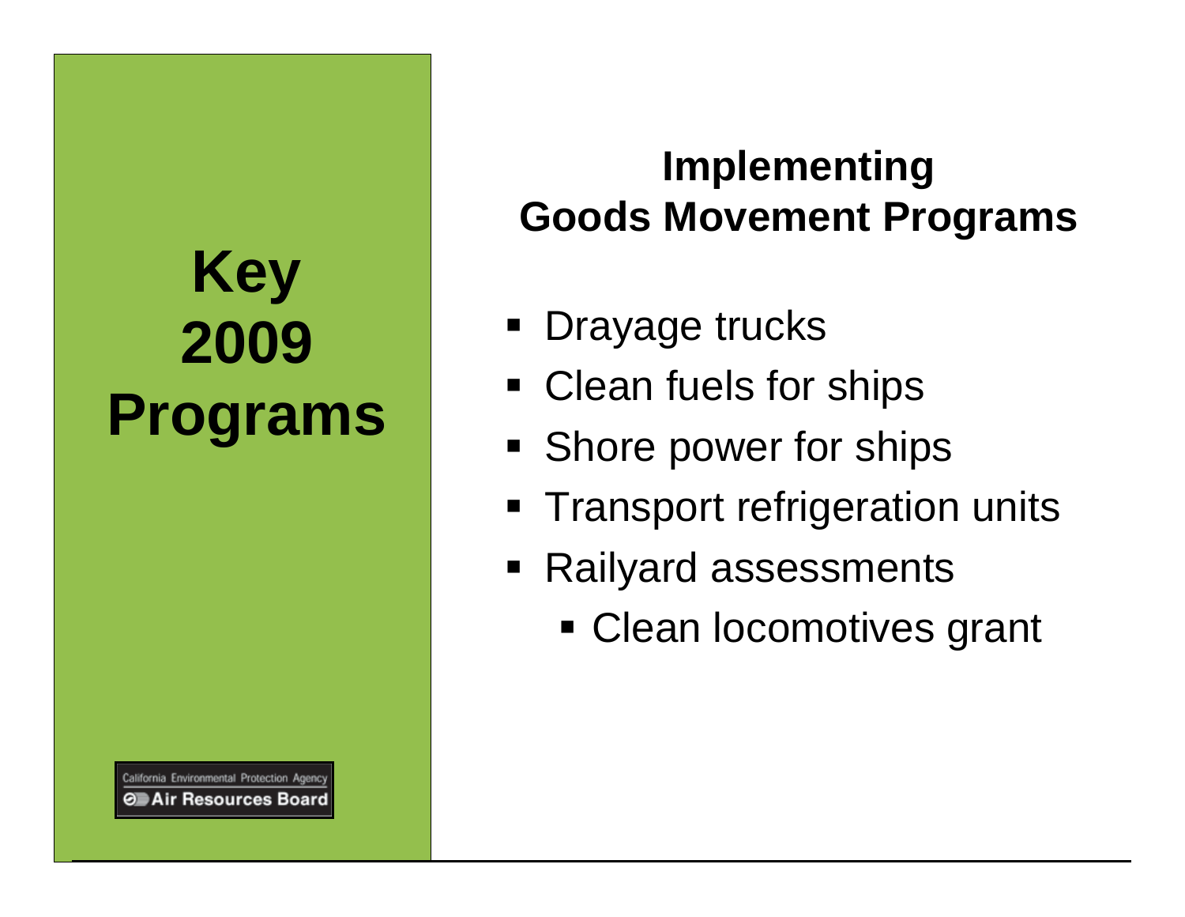# Key 2009 Programs

## Implementing Goods Movement Programs

- Drayage trucks
- Clean fuels for ships
- Shore power for ships
- Transport refrigeration units
- Railyard assessments
  - Clean locomotives grant

California Environmental Protection Agency
Air Resources Board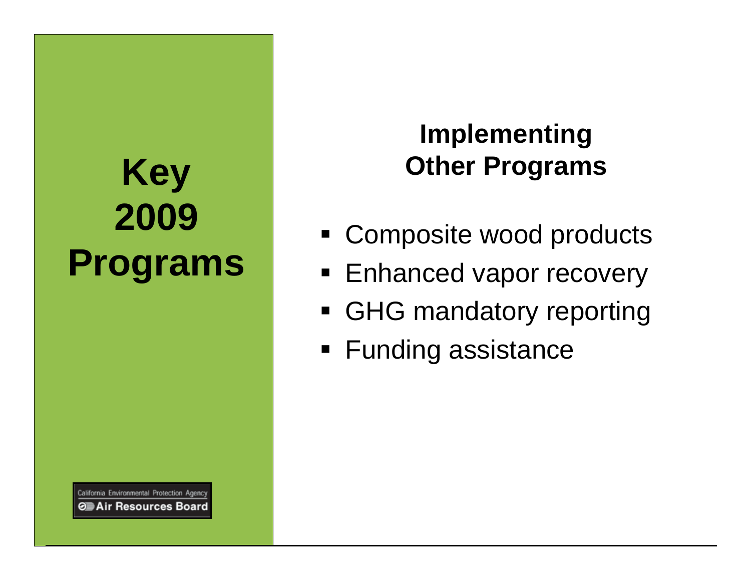# Key 2009 Programs

California Environmental Protection Agency
Air Resources Board

## Implementing Other Programs

- Composite wood products
- Enhanced vapor recovery
- GHG mandatory reporting
- Funding assistance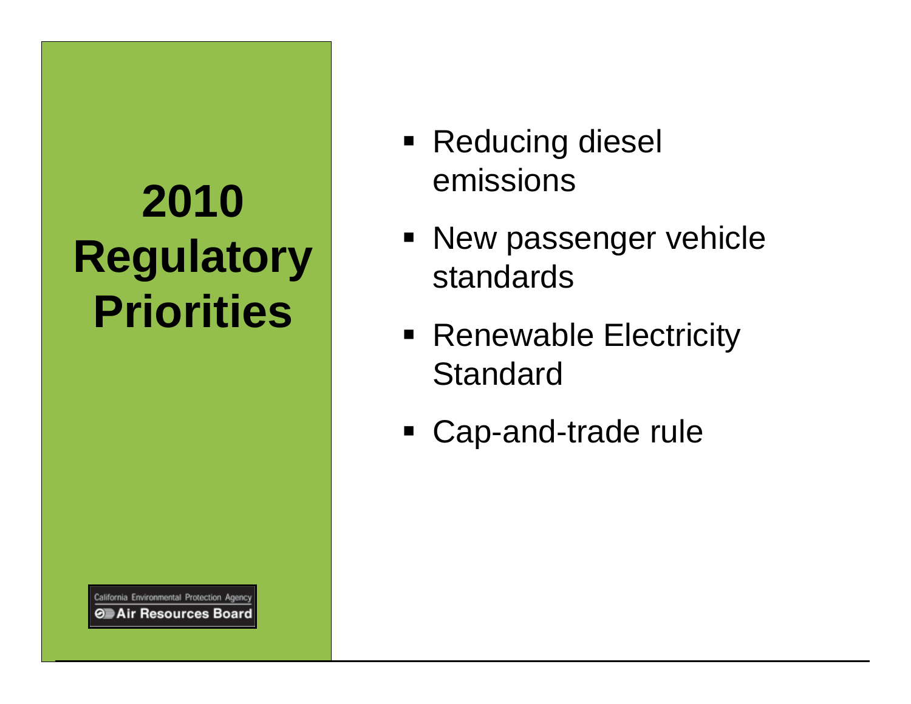# 2010 Regulatory Priorities

- Reducing diesel emissions
- New passenger vehicle standards
- Renewable Electricity Standard
- Cap-and-trade rule

California Environmental Protection Agency
Air Resources Board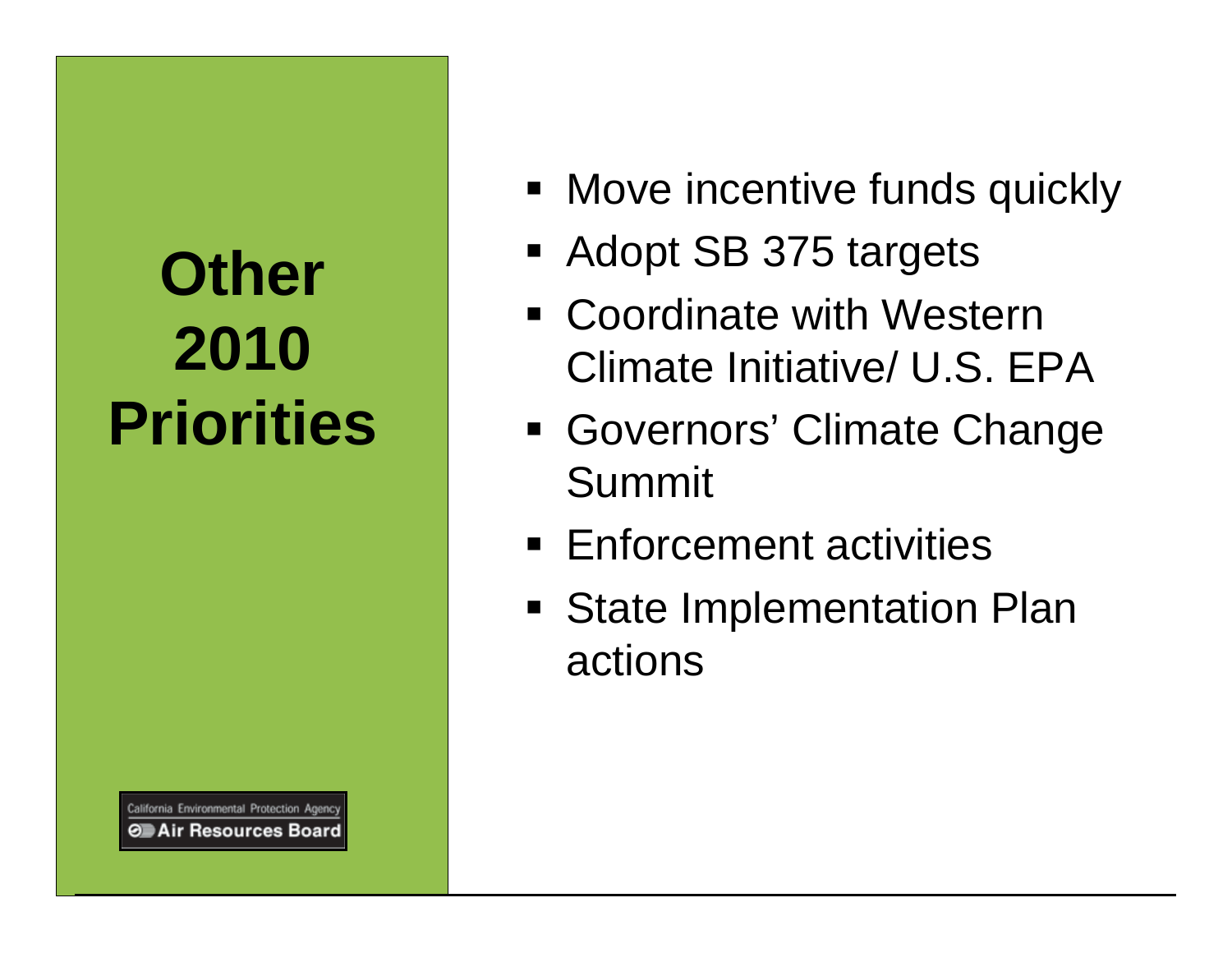# Other 2010 Priorities

- Move incentive funds quickly
- Adopt SB 375 targets
- Coordinate with Western Climate Initiative/ U.S. EPA
- Governors' Climate Change Summit
- Enforcement activities
- State Implementation Plan actions

California Environmental Protection Agency
Air Resources Board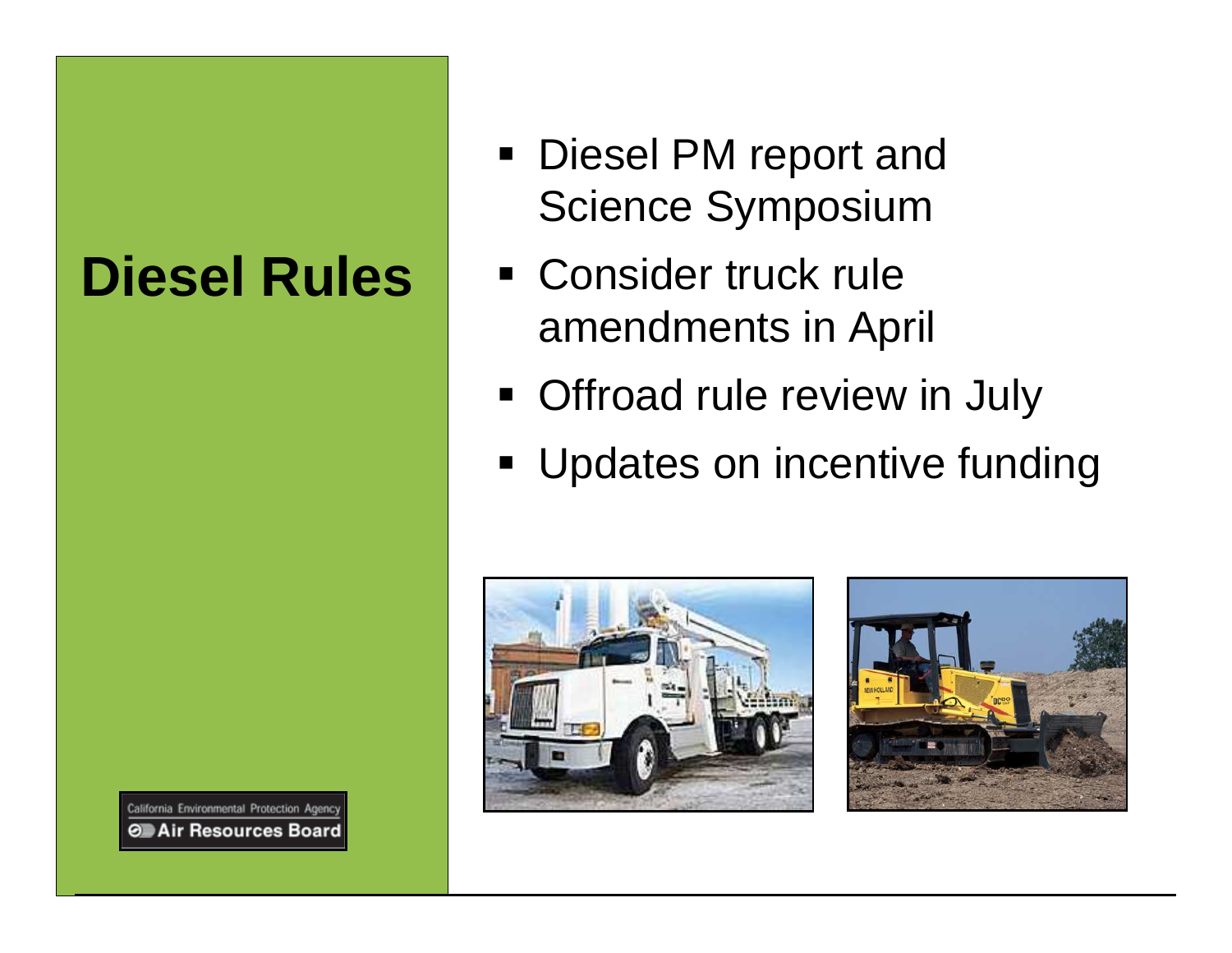# Diesel Rules

- Diesel PM report and Science Symposium
- Consider truck rule amendments in April
- Offroad rule review in July
- Updates on incentive funding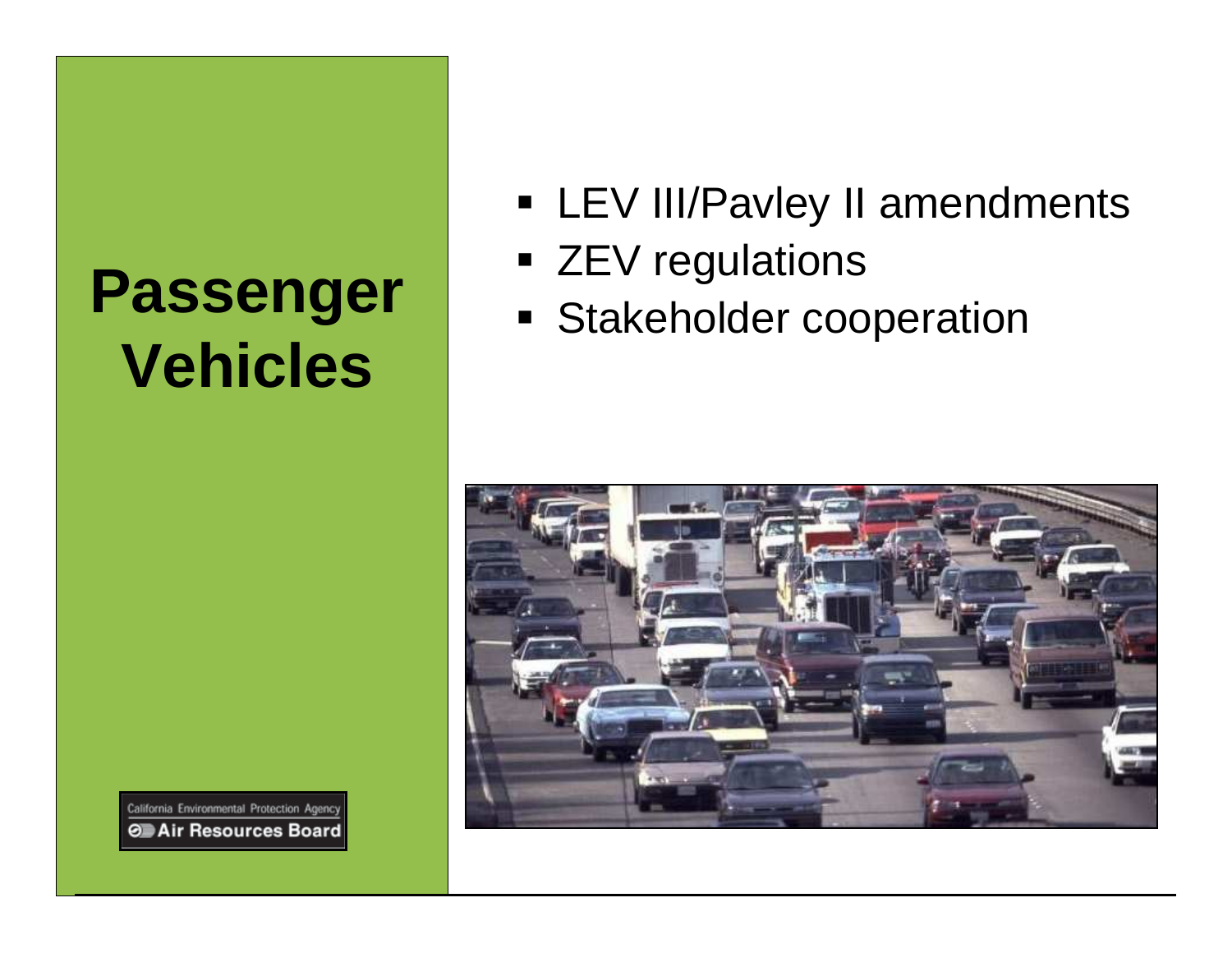# Passenger Vehicles

- LEV III/Pavley II amendments
- ZEV regulations
- Stakeholder cooperation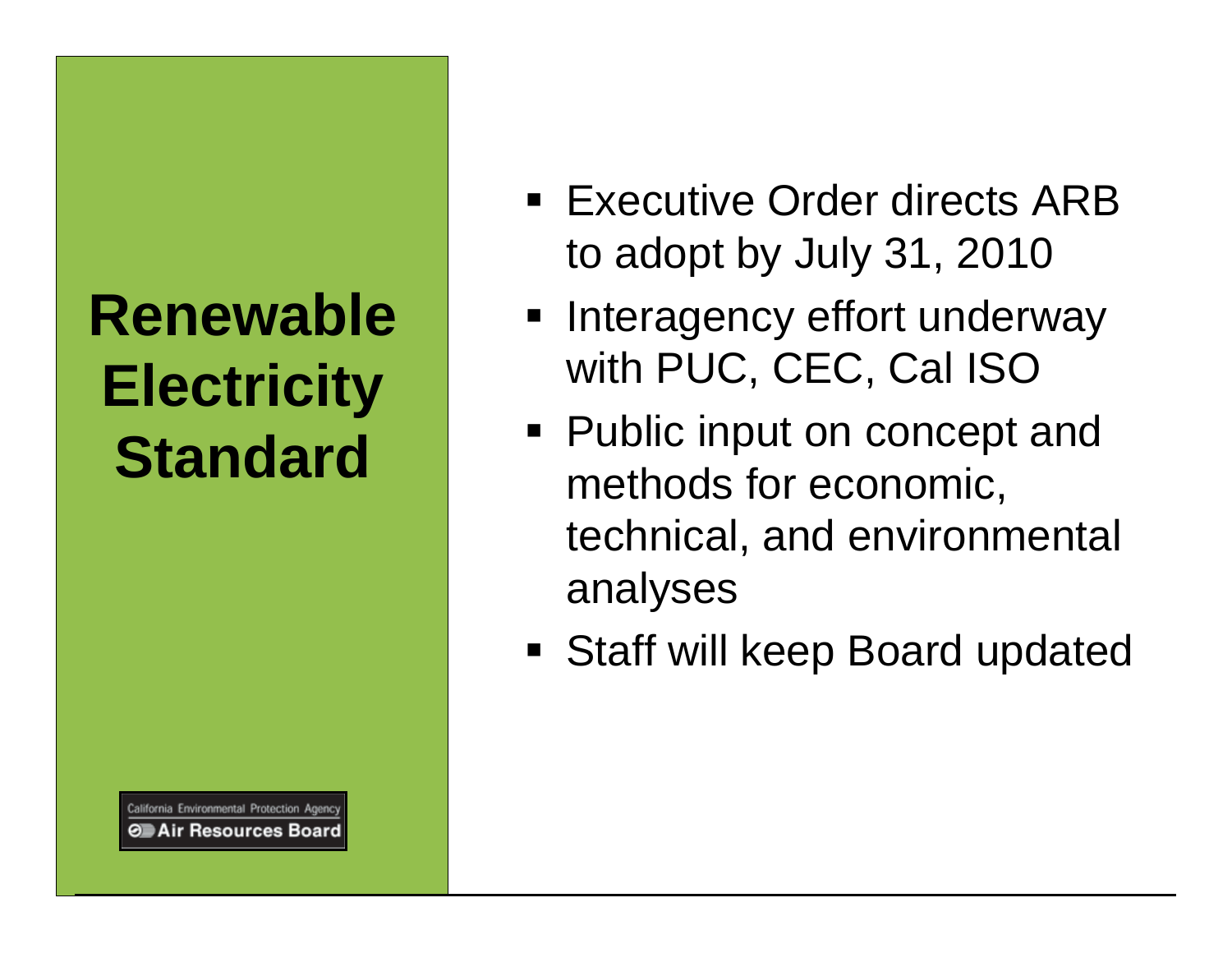# Renewable Electricity Standard

- Executive Order directs ARB to adopt by July 31, 2010
- Interagency effort underway with PUC, CEC, Cal ISO
- Public input on concept and methods for economic, technical, and environmental analyses
- Staff will keep Board updated

California Environmental Protection Agency
Air Resources Board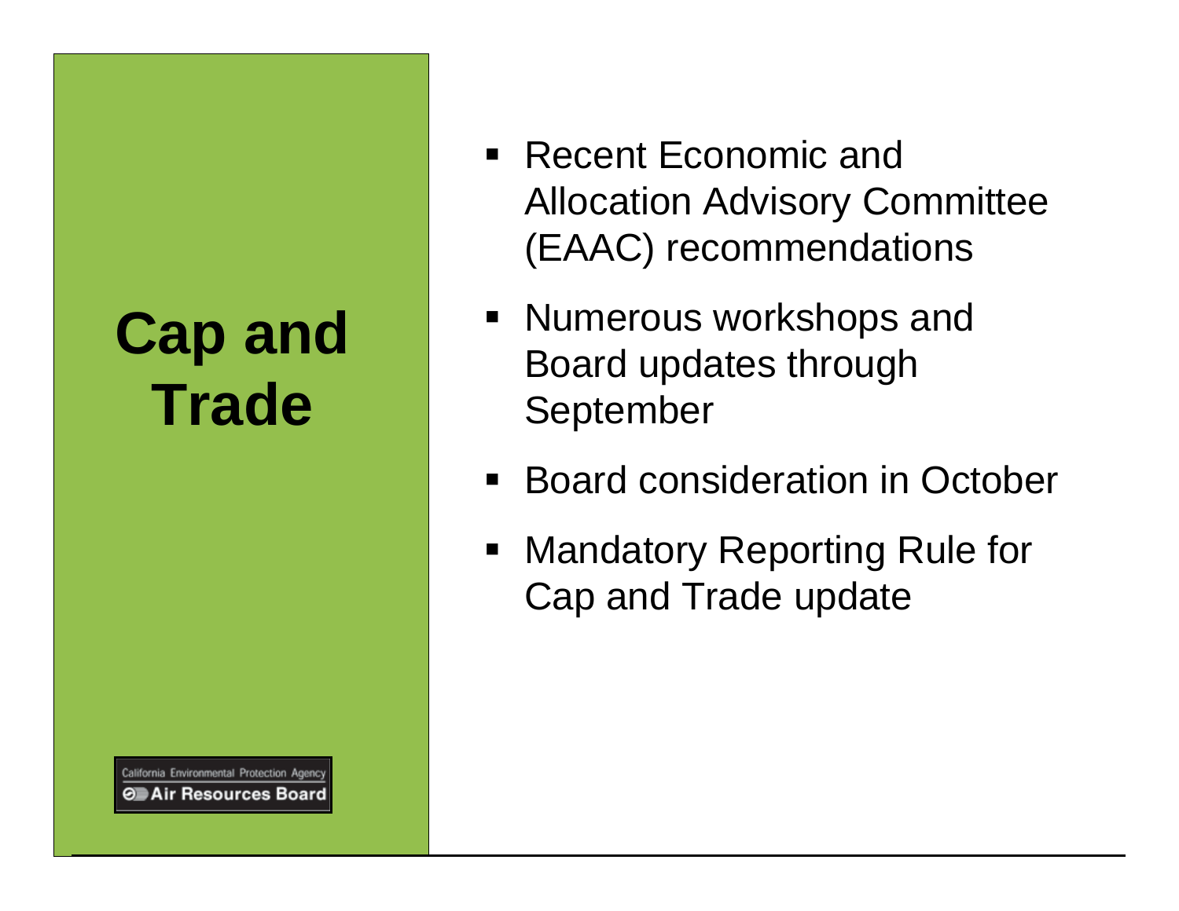# Cap and Trade

- Recent Economic and Allocation Advisory Committee (EAAC) recommendations
- Numerous workshops and Board updates through September
- Board consideration in October
- Mandatory Reporting Rule for Cap and Trade update

California Environmental Protection Agency
Air Resources Board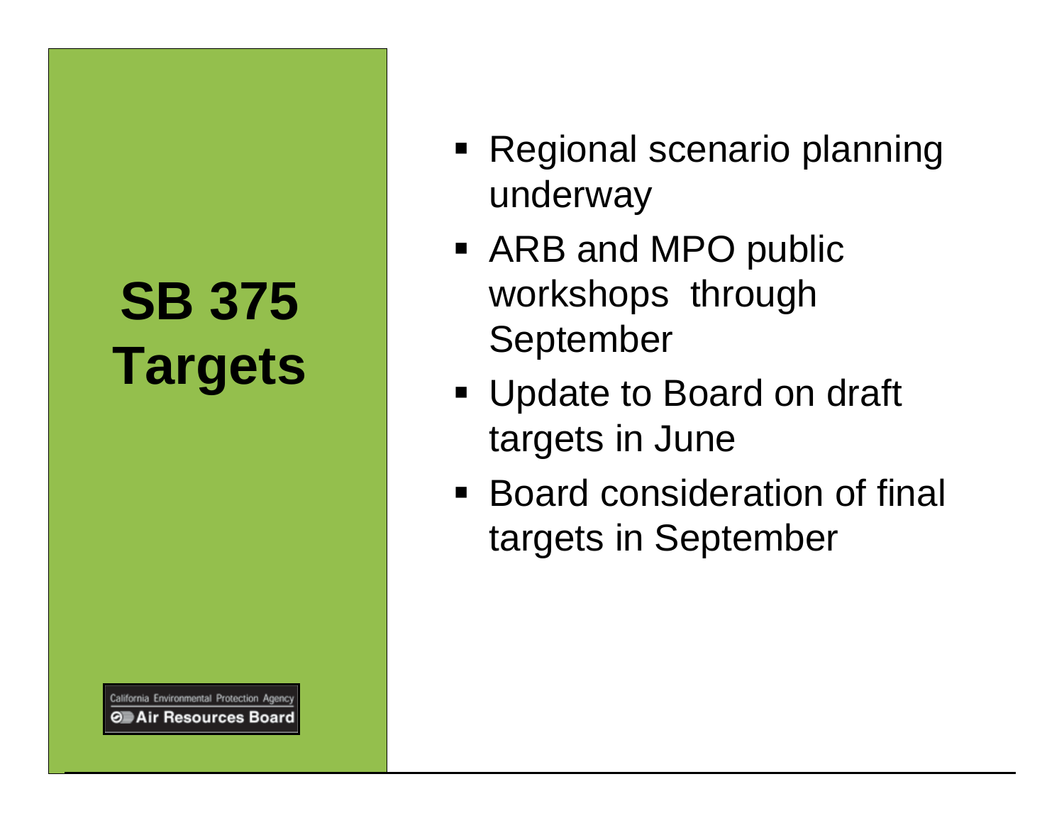# SB 375 Targets

- Regional scenario planning underway
- ARB and MPO public workshops through September
- Update to Board on draft targets in June
- Board consideration of final targets in September

California Environmental Protection Agency
Air Resources Board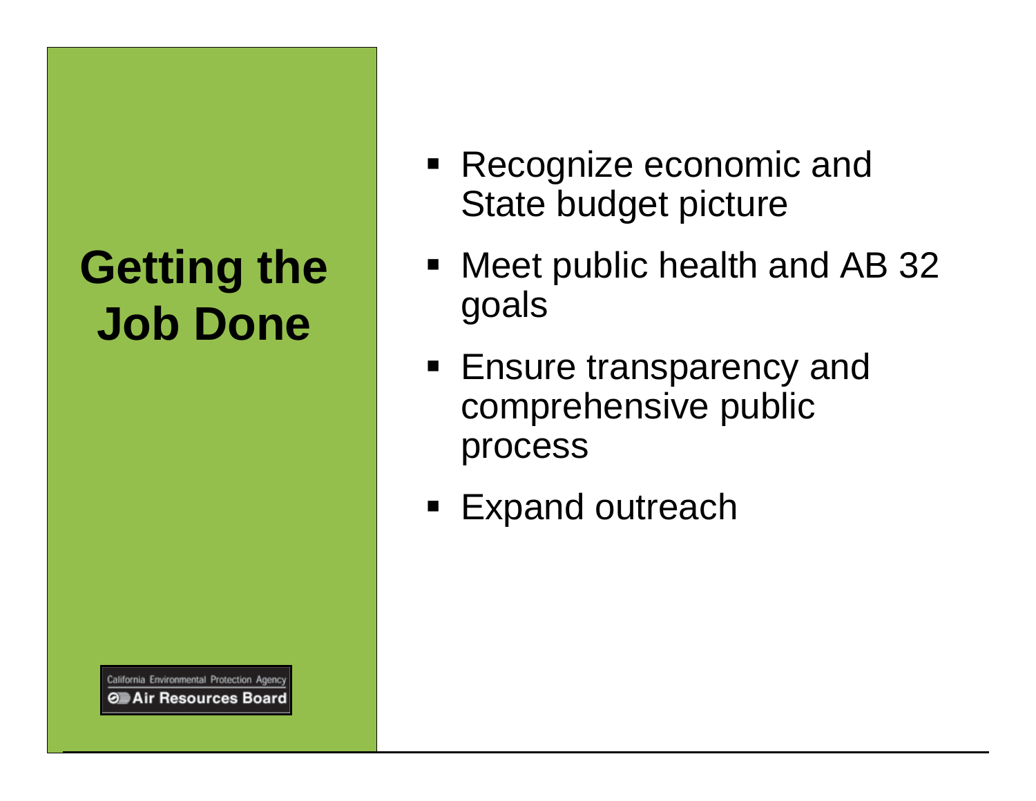# Getting the Job Done

- Recognize economic and State budget picture
- Meet public health and AB 32 goals
- Ensure transparency and comprehensive public process
- Expand outreach

California Environmental Protection Agency
Air Resources Board